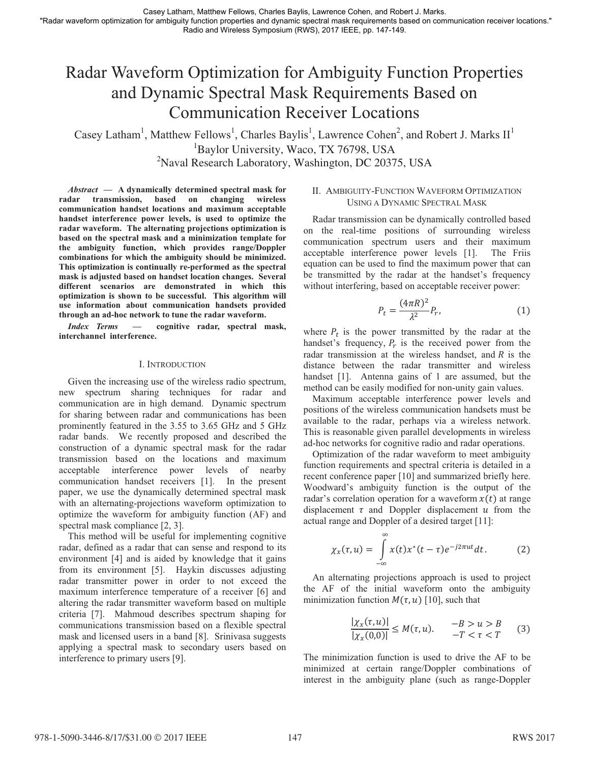Casey Latham, Matthew Fellows, Charles Baylis, Lawrence Cohen, and Robert J. Marks.
"Radar waveform optimization for ambiguity function properties and dynamic spectral mask requirements based on communication receiver locations."
Radio and Wireless Symposium (RWS), 2017 IEEE, pp. 147-149.

# Radar Waveform Optimization for Ambiguity Function Properties and Dynamic Spectral Mask Requirements Based on Communication Receiver Locations

Casey Latham[1], Matthew Fellows[1], Charles Baylis[1], Lawrence Cohen[2], and Robert J. Marks II[1]

[1]Baylor University, Waco, TX 76798, USA

[2]Naval Research Laboratory, Washington, DC 20375, USA

***Abstract* — A dynamically determined spectral mask for radar transmission, based on changing wireless communication handset locations and maximum acceptable handset interference power levels, is used to optimize the radar waveform. The alternating projections optimization is based on the spectral mask and a minimization template for the ambiguity function, which provides range/Doppler combinations for which the ambiguity should be minimized. This optimization is continually re-performed as the spectral mask is adjusted based on handset location changes. Several different scenarios are demonstrated in which this optimization is shown to be successful. This algorithm will use information about communication handsets provided through an ad-hoc network to tune the radar waveform.**

***Index Terms* — cognitive radar, spectral mask, interchannel interference.**

## I. Introduction

Given the increasing use of the wireless radio spectrum, new spectrum sharing techniques for radar and communication are in high demand. Dynamic spectrum for sharing between radar and communications has been prominently featured in the 3.55 to 3.65 GHz and 5 GHz radar bands. We recently proposed and described the construction of a dynamic spectral mask for the radar transmission based on the locations and maximum acceptable interference power levels of nearby communication handset receivers [1]. In the present paper, we use the dynamically determined spectral mask with an alternating-projections waveform optimization to optimize the waveform for ambiguity function (AF) and spectral mask compliance [2, 3].

This method will be useful for implementing cognitive radar, defined as a radar that can sense and respond to its environment [4] and is aided by knowledge that it gains from its environment [5]. Haykin discusses adjusting radar transmitter power in order to not exceed the maximum interference temperature of a receiver [6] and altering the radar transmitter waveform based on multiple criteria [7]. Mahmoud describes spectrum shaping for communications transmission based on a flexible spectral mask and licensed users in a band [8]. Srinivasa suggests applying a spectral mask to secondary users based on interference to primary users [9].

## II. Ambiguity-Function Waveform Optimization Using a Dynamic Spectral Mask

Radar transmission can be dynamically controlled based on the real-time positions of surrounding wireless communication spectrum users and their maximum acceptable interference power levels [1]. The Friis equation can be used to find the maximum power that can be transmitted by the radar at the handset's frequency without interfering, based on acceptable receiver power:

$$P_t = \frac{(4\pi R)^2}{\lambda^2} P_r, \tag{1}$$

where $P_t$ is the power transmitted by the radar at the handset's frequency, $P_r$ is the received power from the radar transmission at the wireless handset, and $R$ is the distance between the radar transmitter and wireless handset [1]. Antenna gains of 1 are assumed, but the method can be easily modified for non-unity gain values.

Maximum acceptable interference power levels and positions of the wireless communication handsets must be available to the radar, perhaps via a wireless network. This is reasonable given parallel developments in wireless ad-hoc networks for cognitive radio and radar operations.

Optimization of the radar waveform to meet ambiguity function requirements and spectral criteria is detailed in a recent conference paper [10] and summarized briefly here. Woodward's ambiguity function is the output of the radar's correlation operation for a waveform $x(t)$ at range displacement $\tau$ and Doppler displacement $u$ from the actual range and Doppler of a desired target [11]:

$$\chi_x(\tau, u) = \int_{-\infty}^{\infty} x(t) x^*(t-\tau) e^{-j2\pi u t} dt. \tag{2}$$

An alternating projections approach is used to project the AF of the initial waveform onto the ambiguity minimization function $M(\tau, u)$ [10], such that

$$\frac{|\chi_x(\tau, u)|}{|\chi_x(0,0)|} \leq M(\tau, u). \qquad \begin{array}{c} -B > u > B \\ -T < \tau < T \end{array} \tag{3}$$

The minimization function is used to drive the AF to be minimized at certain range/Doppler combinations of interest in the ambiguity plane (such as range-Doppler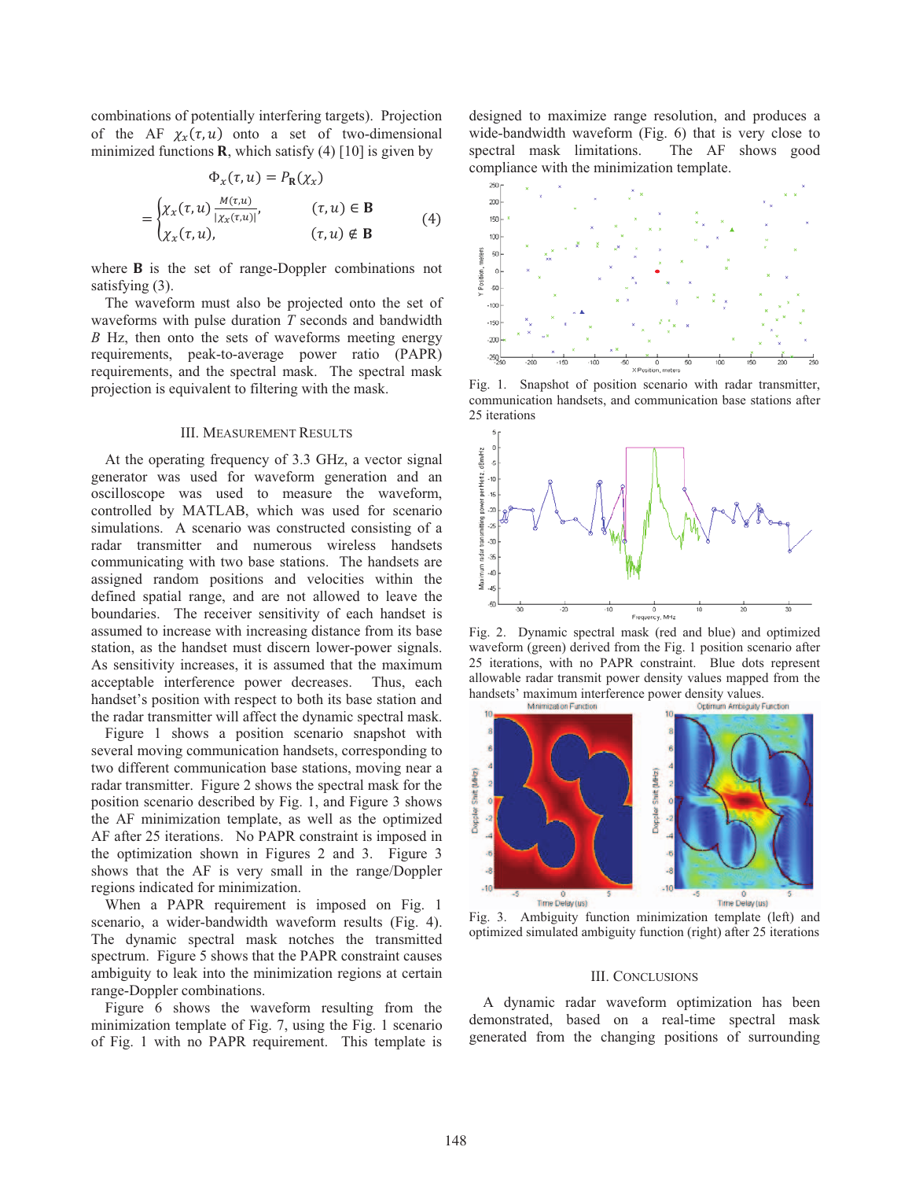combinations of potentially interfering targets). Projection of the AF $\chi_x(\tau, u)$ onto a set of two-dimensional minimized functions $\mathbf{R}$, which satisfy (4) [10] is given by

$$\Phi_x(\tau, u) = P_{\mathbf{R}}(\chi_x)$$

$$= \begin{cases} \chi_x(\tau, u) \frac{M(\tau,u)}{|\chi_x(\tau,u)|}, & (\tau, u) \in \mathbf{B} \\ \chi_x(\tau, u), & (\tau, u) \notin \mathbf{B} \end{cases} \quad (4)$$

where $\mathbf{B}$ is the set of range-Doppler combinations not satisfying (3).

The waveform must also be projected onto the set of waveforms with pulse duration $T$ seconds and bandwidth $B$ Hz, then onto the sets of waveforms meeting energy requirements, peak-to-average power ratio (PAPR) requirements, and the spectral mask. The spectral mask projection is equivalent to filtering with the mask.

## III. Measurement Results

At the operating frequency of 3.3 GHz, a vector signal generator was used for waveform generation and an oscilloscope was used to measure the waveform, controlled by MATLAB, which was used for scenario simulations. A scenario was constructed consisting of a radar transmitter and numerous wireless handsets communicating with two base stations. The handsets are assigned random positions and velocities within the defined spatial range, and are not allowed to leave the boundaries. The receiver sensitivity of each handset is assumed to increase with increasing distance from its base station, as the handset must discern lower-power signals. As sensitivity increases, it is assumed that the maximum acceptable interference power decreases. Thus, each handset's position with respect to both its base station and the radar transmitter will affect the dynamic spectral mask.

Figure 1 shows a position scenario snapshot with several moving communication handsets, corresponding to two different communication base stations, moving near a radar transmitter. Figure 2 shows the spectral mask for the position scenario described by Fig. 1, and Figure 3 shows the AF minimization template, as well as the optimized AF after 25 iterations. No PAPR constraint is imposed in the optimization shown in Figures 2 and 3. Figure 3 shows that the AF is very small in the range/Doppler regions indicated for minimization.

When a PAPR requirement is imposed on Fig. 1 scenario, a wider-bandwidth waveform results (Fig. 4). The dynamic spectral mask notches the transmitted spectrum. Figure 5 shows that the PAPR constraint causes ambiguity to leak into the minimization regions at certain range-Doppler combinations.

Figure 6 shows the waveform resulting from the minimization template of Fig. 7, using the Fig. 1 scenario of Fig. 1 with no PAPR requirement. This template is designed to maximize range resolution, and produces a wide-bandwidth waveform (Fig. 6) that is very close to spectral mask limitations. The AF shows good compliance with the minimization template.

Fig. 1. Snapshot of position scenario with radar transmitter, communication handsets, and communication base stations after 25 iterations

Fig. 2. Dynamic spectral mask (red and blue) and optimized waveform (green) derived from the Fig. 1 position scenario after 25 iterations, with no PAPR constraint. Blue dots represent allowable radar transmit power density values mapped from the handsets' maximum interference power density values.

Fig. 3. Ambiguity function minimization template (left) and optimized simulated ambiguity function (right) after 25 iterations

## III. Conclusions

A dynamic radar waveform optimization has been demonstrated, based on a real-time spectral mask generated from the changing positions of surrounding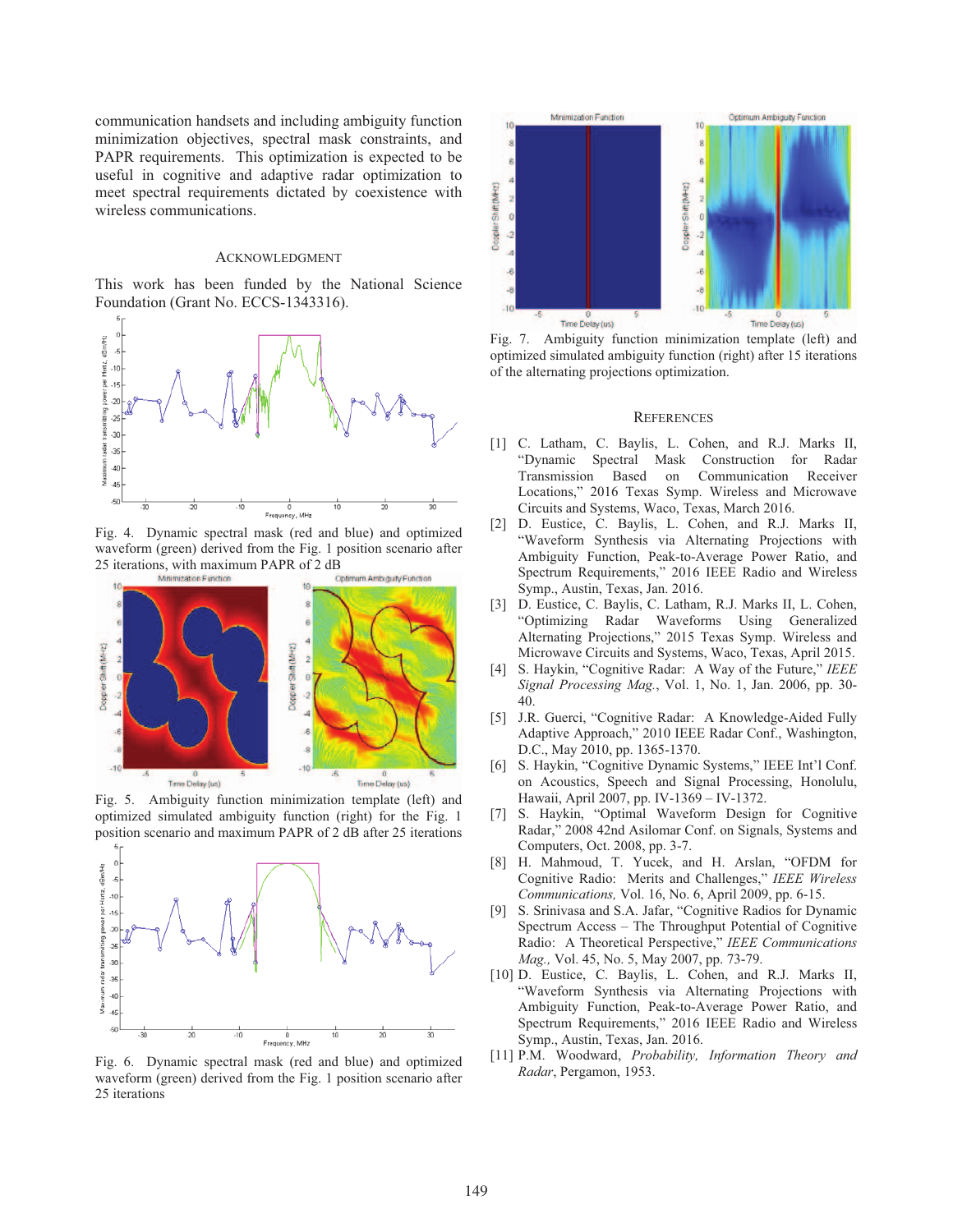communication handsets and including ambiguity function minimization objectives, spectral mask constraints, and PAPR requirements. This optimization is expected to be useful in cognitive and adaptive radar optimization to meet spectral requirements dictated by coexistence with wireless communications.

## ACKNOWLEDGMENT

This work has been funded by the National Science Foundation (Grant No. ECCS-1343316).

Maximum radar transmitting power per Hertz, dBm/Hz

Frequency, MHz

Fig. 4. Dynamic spectral mask (red and blue) and optimized waveform (green) derived from the Fig. 1 position scenario after 25 iterations, with maximum PAPR of 2 dB

Minimization Function

Optimum Ambiguity Function

Doppler Shift (MHz)

Time Delay (us)

Fig. 5. Ambiguity function minimization template (left) and optimized simulated ambiguity function (right) for the Fig. 1 position scenario and maximum PAPR of 2 dB after 25 iterations

Maximum radar transmitting power per Hertz, dBm/Hz

Frequency, MHz

Fig. 6. Dynamic spectral mask (red and blue) and optimized waveform (green) derived from the Fig. 1 position scenario after 25 iterations

Minimization Function

Optimum Ambiguity Function

Doppler Shift (MHz)

Time Delay (us)

Fig. 7. Ambiguity function minimization template (left) and optimized simulated ambiguity function (right) after 15 iterations of the alternating projections optimization.

## REFERENCES

[1] C. Latham, C. Baylis, L. Cohen, and R.J. Marks II, "Dynamic Spectral Mask Construction for Radar Transmission Based on Communication Receiver Locations," 2016 Texas Symp. Wireless and Microwave Circuits and Systems, Waco, Texas, March 2016.

[2] D. Eustice, C. Baylis, L. Cohen, and R.J. Marks II, "Waveform Synthesis via Alternating Projections with Ambiguity Function, Peak-to-Average Power Ratio, and Spectrum Requirements," 2016 IEEE Radio and Wireless Symp., Austin, Texas, Jan. 2016.

[3] D. Eustice, C. Baylis, C. Latham, R.J. Marks II, L. Cohen, "Optimizing Radar Waveforms Using Generalized Alternating Projections," 2015 Texas Symp. Wireless and Microwave Circuits and Systems, Waco, Texas, April 2015.

[4] S. Haykin, "Cognitive Radar: A Way of the Future," *IEEE Signal Processing Mag.*, Vol. 1, No. 1, Jan. 2006, pp. 30-40.

[5] J.R. Guerci, "Cognitive Radar: A Knowledge-Aided Fully Adaptive Approach," 2010 IEEE Radar Conf., Washington, D.C., May 2010, pp. 1365-1370.

[6] S. Haykin, "Cognitive Dynamic Systems," IEEE Int'l Conf. on Acoustics, Speech and Signal Processing, Honolulu, Hawaii, April 2007, pp. IV-1369 – IV-1372.

[7] S. Haykin, "Optimal Waveform Design for Cognitive Radar," 2008 42nd Asilomar Conf. on Signals, Systems and Computers, Oct. 2008, pp. 3-7.

[8] H. Mahmoud, T. Yucek, and H. Arslan, "OFDM for Cognitive Radio: Merits and Challenges," *IEEE Wireless Communications,* Vol. 16, No. 6, April 2009, pp. 6-15.

[9] S. Srinivasa and S.A. Jafar, "Cognitive Radios for Dynamic Spectrum Access – The Throughput Potential of Cognitive Radio: A Theoretical Perspective," *IEEE Communications Mag.,* Vol. 45, No. 5, May 2007, pp. 73-79.

[10] D. Eustice, C. Baylis, L. Cohen, and R.J. Marks II, "Waveform Synthesis via Alternating Projections with Ambiguity Function, Peak-to-Average Power Ratio, and Spectrum Requirements," 2016 IEEE Radio and Wireless Symp., Austin, Texas, Jan. 2016.

[11] P.M. Woodward, *Probability, Information Theory and Radar*, Pergamon, 1953.